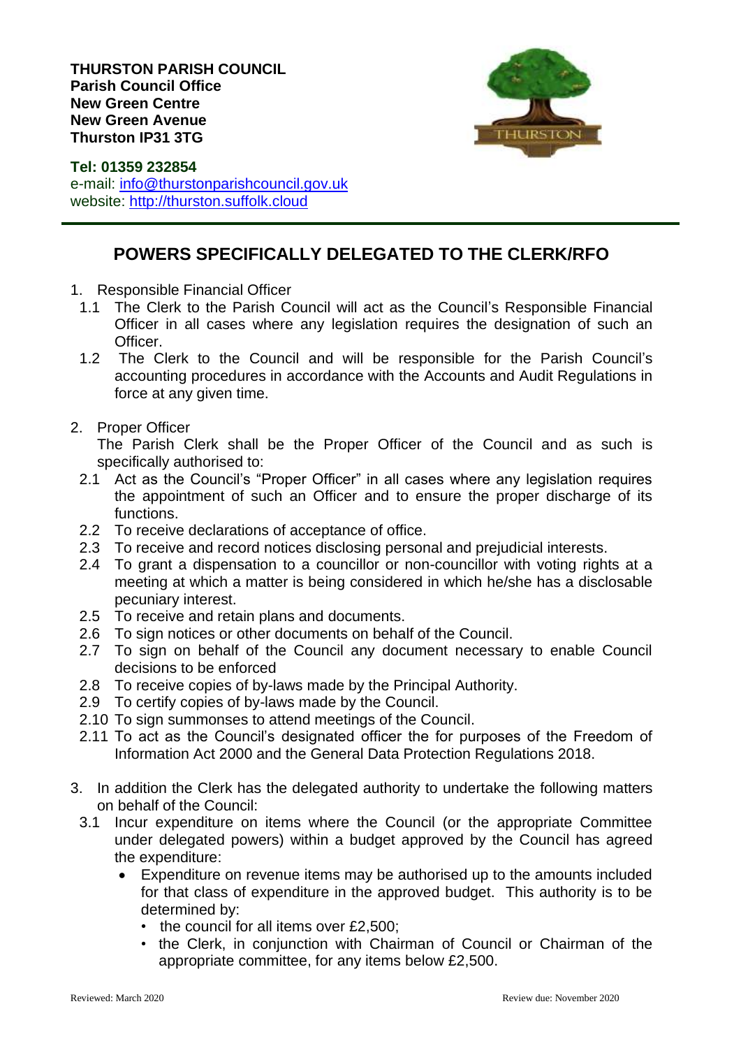**THURSTON PARISH COUNCIL**
**Parish Council Office**
**New Green Centre**
**New Green Avenue**
**Thurston IP31 3TG**

**Tel: 01359 232854**
e-mail: info@thurstonparishcouncil.gov.uk
website: http://thurston.suffolk.cloud

## POWERS SPECIFICALLY DELEGATED TO THE CLERK/RFO

1. Responsible Financial Officer
   - 1.1 The Clerk to the Parish Council will act as the Council's Responsible Financial Officer in all cases where any legislation requires the designation of such an Officer.
   - 1.2 The Clerk to the Council and will be responsible for the Parish Council's accounting procedures in accordance with the Accounts and Audit Regulations in force at any given time.

2. Proper Officer
   The Parish Clerk shall be the Proper Officer of the Council and as such is specifically authorised to:
   - 2.1 Act as the Council's "Proper Officer" in all cases where any legislation requires the appointment of such an Officer and to ensure the proper discharge of its functions.
   - 2.2 To receive declarations of acceptance of office.
   - 2.3 To receive and record notices disclosing personal and prejudicial interests.
   - 2.4 To grant a dispensation to a councillor or non-councillor with voting rights at a meeting at which a matter is being considered in which he/she has a disclosable pecuniary interest.
   - 2.5 To receive and retain plans and documents.
   - 2.6 To sign notices or other documents on behalf of the Council.
   - 2.7 To sign on behalf of the Council any document necessary to enable Council decisions to be enforced
   - 2.8 To receive copies of by-laws made by the Principal Authority.
   - 2.9 To certify copies of by-laws made by the Council.
   - 2.10 To sign summonses to attend meetings of the Council.
   - 2.11 To act as the Council's designated officer the for purposes of the Freedom of Information Act 2000 and the General Data Protection Regulations 2018.

3. In addition the Clerk has the delegated authority to undertake the following matters on behalf of the Council:
   - 3.1 Incur expenditure on items where the Council (or the appropriate Committee under delegated powers) within a budget approved by the Council has agreed the expenditure:
     - Expenditure on revenue items may be authorised up to the amounts included for that class of expenditure in the approved budget. This authority is to be determined by:
       - the council for all items over £2,500;
       - the Clerk, in conjunction with Chairman of Council or Chairman of the appropriate committee, for any items below £2,500.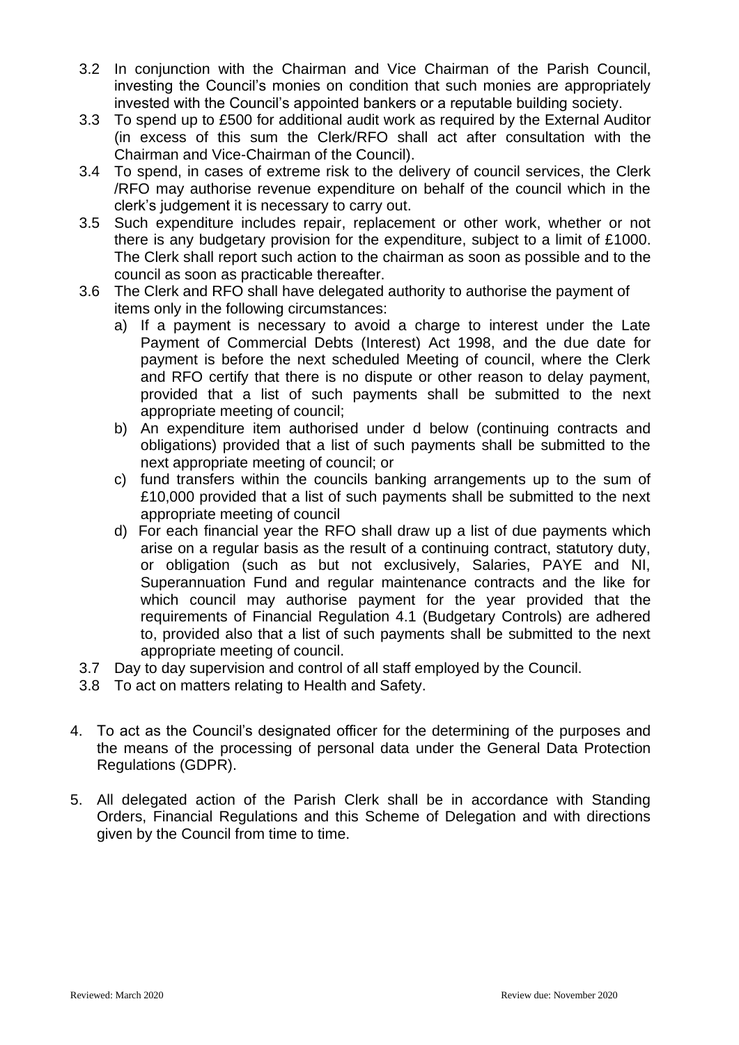3.2 In conjunction with the Chairman and Vice Chairman of the Parish Council, investing the Council's monies on condition that such monies are appropriately invested with the Council's appointed bankers or a reputable building society.

3.3 To spend up to £500 for additional audit work as required by the External Auditor (in excess of this sum the Clerk/RFO shall act after consultation with the Chairman and Vice-Chairman of the Council).

3.4 To spend, in cases of extreme risk to the delivery of council services, the Clerk /RFO may authorise revenue expenditure on behalf of the council which in the clerk's judgement it is necessary to carry out.

3.5 Such expenditure includes repair, replacement or other work, whether or not there is any budgetary provision for the expenditure, subject to a limit of £1000. The Clerk shall report such action to the chairman as soon as possible and to the council as soon as practicable thereafter.

3.6 The Clerk and RFO shall have delegated authority to authorise the payment of items only in the following circumstances:

a) If a payment is necessary to avoid a charge to interest under the Late Payment of Commercial Debts (Interest) Act 1998, and the due date for payment is before the next scheduled Meeting of council, where the Clerk and RFO certify that there is no dispute or other reason to delay payment, provided that a list of such payments shall be submitted to the next appropriate meeting of council;

b) An expenditure item authorised under d below (continuing contracts and obligations) provided that a list of such payments shall be submitted to the next appropriate meeting of council; or

c) fund transfers within the councils banking arrangements up to the sum of £10,000 provided that a list of such payments shall be submitted to the next appropriate meeting of council

d) For each financial year the RFO shall draw up a list of due payments which arise on a regular basis as the result of a continuing contract, statutory duty, or obligation (such as but not exclusively, Salaries, PAYE and NI, Superannuation Fund and regular maintenance contracts and the like for which council may authorise payment for the year provided that the requirements of Financial Regulation 4.1 (Budgetary Controls) are adhered to, provided also that a list of such payments shall be submitted to the next appropriate meeting of council.

3.7 Day to day supervision and control of all staff employed by the Council.

3.8 To act on matters relating to Health and Safety.

4. To act as the Council's designated officer for the determining of the purposes and the means of the processing of personal data under the General Data Protection Regulations (GDPR).

5. All delegated action of the Parish Clerk shall be in accordance with Standing Orders, Financial Regulations and this Scheme of Delegation and with directions given by the Council from time to time.

Reviewed: March 2020 Review due: November 2020